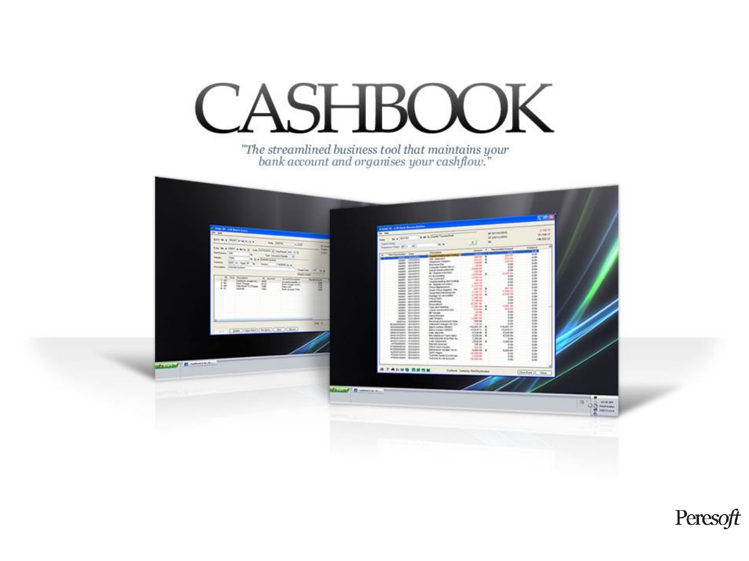# CASHBOOK

*"The streamlined business tool that maintains your bank account and organises your cashflow."*

Peresoft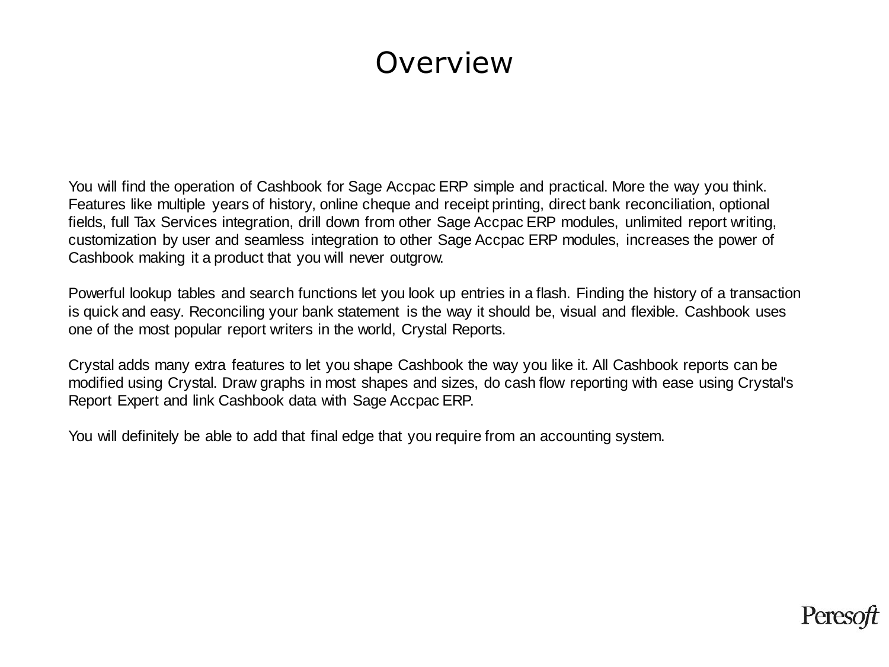# Overview

You will find the operation of Cashbook for Sage Accpac ERP simple and practical. More the way you think. Features like multiple years of history, online cheque and receipt printing, direct bank reconciliation, optional fields, full Tax Services integration, drill down from other Sage Accpac ERP modules, unlimited report writing, customization by user and seamless integration to other Sage Accpac ERP modules, increases the power of Cashbook making it a product that you will never outgrow.

Powerful lookup tables and search functions let you look up entries in a flash. Finding the history of a transaction is quick and easy. Reconciling your bank statement is the way it should be, visual and flexible. Cashbook uses one of the most popular report writers in the world, Crystal Reports.

Crystal adds many extra features to let you shape Cashbook the way you like it. All Cashbook reports can be modified using Crystal. Draw graphs in most shapes and sizes, do cash flow reporting with ease using Crystal's Report Expert and link Cashbook data with Sage Accpac ERP.

You will definitely be able to add that final edge that you require from an accounting system.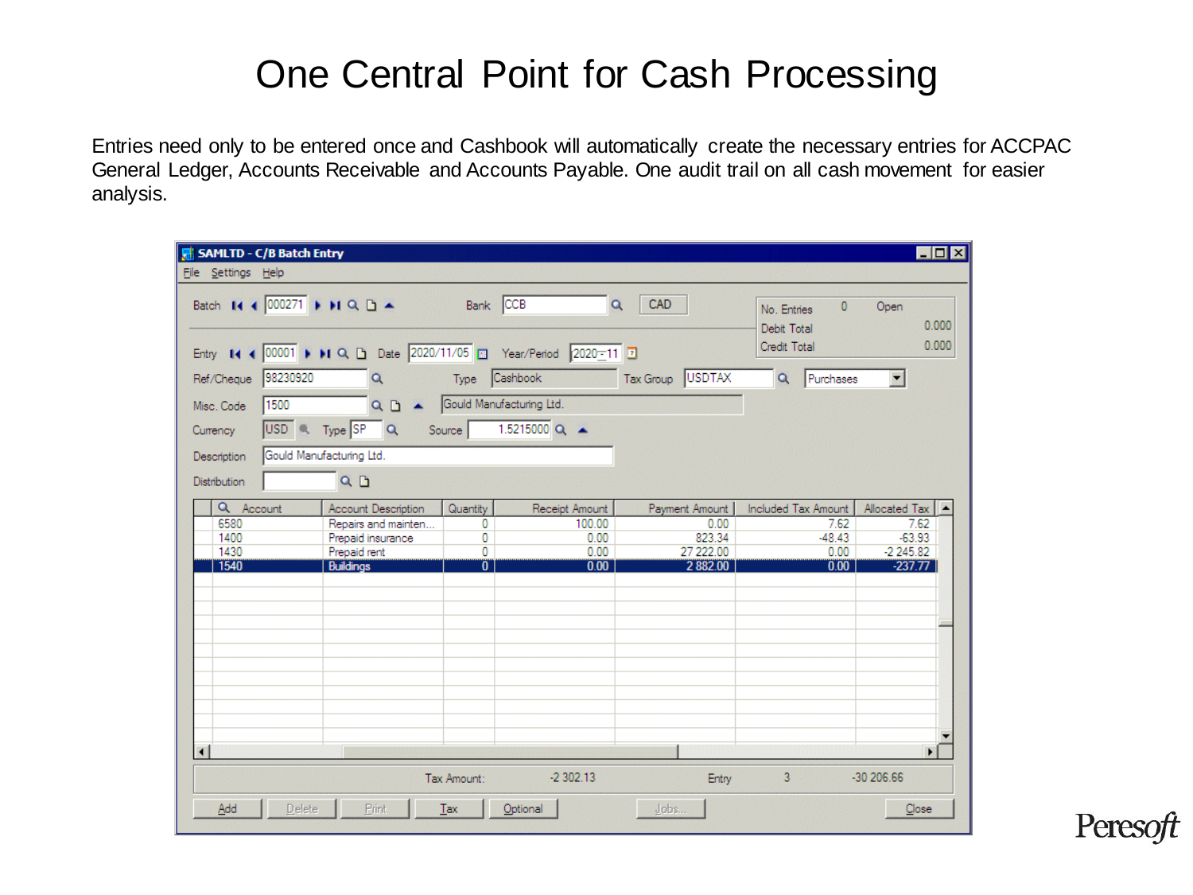# One Central Point for Cash Processing

Entries need only to be entered once and Cashbook will automatically create the necessary entries for ACCPAC General Ledger, Accounts Receivable and Accounts Payable. One audit trail on all cash movement for easier analysis.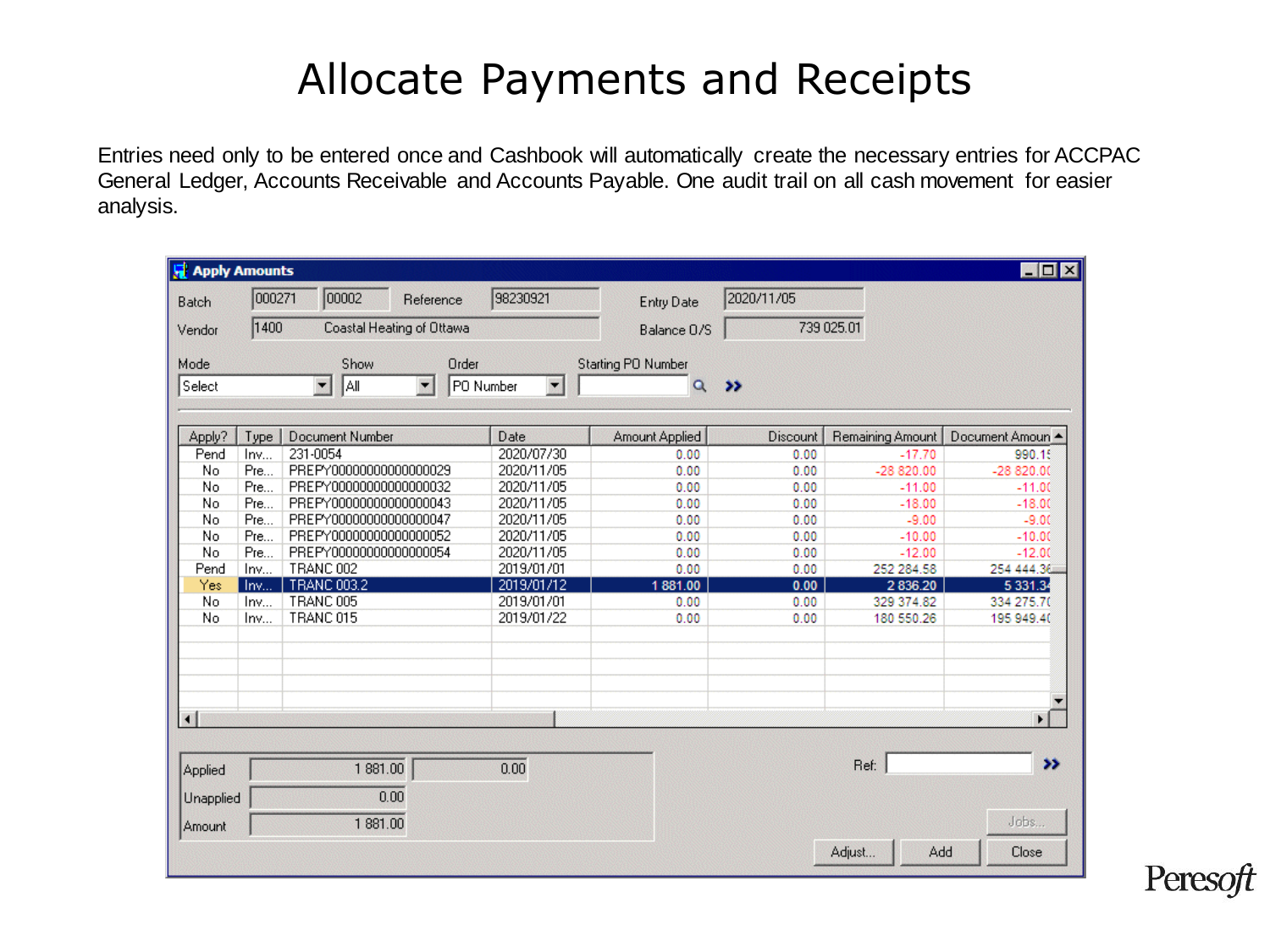# Allocate Payments and Receipts

Entries need only to be entered once and Cashbook will automatically create the necessary entries for ACCPAC General Ledger, Accounts Receivable and Accounts Payable. One audit trail on all cash movement for easier analysis.

**Apply Amounts**

Batch: 000271 | 00002 — Reference: 98230921 — Entry Date: 2020/11/05

Vendor: 1400 Coastal Heating of Ottawa — Balance O/S: 739 025.01

Mode: Select — Show: All — Order: PO Number — Starting PO Number:

| Apply? | Type | Document Number | Date | Amount Applied | Discount | Remaining Amount | Document Amoun |
|---|---|---|---|---|---|---|---|
| Pend | Inv... | 231-0054 | 2020/07/30 | 0.00 | 0.00 | -17.70 | 990.1 |
| No | Pre... | PREPY00000000000000029 | 2020/11/05 | 0.00 | 0.00 | -28 820.00 | -28 820.0 |
| No | Pre... | PREPY00000000000000032 | 2020/11/05 | 0.00 | 0.00 | -11.00 | -11.0 |
| No | Pre... | PREPY00000000000000043 | 2020/11/05 | 0.00 | 0.00 | -18.00 | -18.0 |
| No | Pre... | PREPY00000000000000047 | 2020/11/05 | 0.00 | 0.00 | -9.00 | -9.0 |
| No | Pre... | PREPY00000000000000052 | 2020/11/05 | 0.00 | 0.00 | -10.00 | -10.0 |
| No | Pre... | PREPY00000000000000054 | 2020/11/05 | 0.00 | 0.00 | -12.00 | -12.0 |
| Pend | Inv... | TRANC 002 | 2019/01/01 | 0.00 | 0.00 | 252 284.58 | 254 444.3 |
| Yes | Inv... | TRANC 003.2 | 2019/01/12 | 1 881.00 | 0.00 | 2 836.20 | 5 331.3 |
| No | Inv... | TRANC 005 | 2019/01/01 | 0.00 | 0.00 | 329 374.82 | 334 275.7 |
| No | Inv... | TRANC 015 | 2019/01/22 | 0.00 | 0.00 | 180 550.26 | 195 949.4 |

Applied: 1 881.00 | 0.00

Unapplied: 0.00

Amount: 1 881.00

Ref:

Jobs... | Adjust... | Add | Close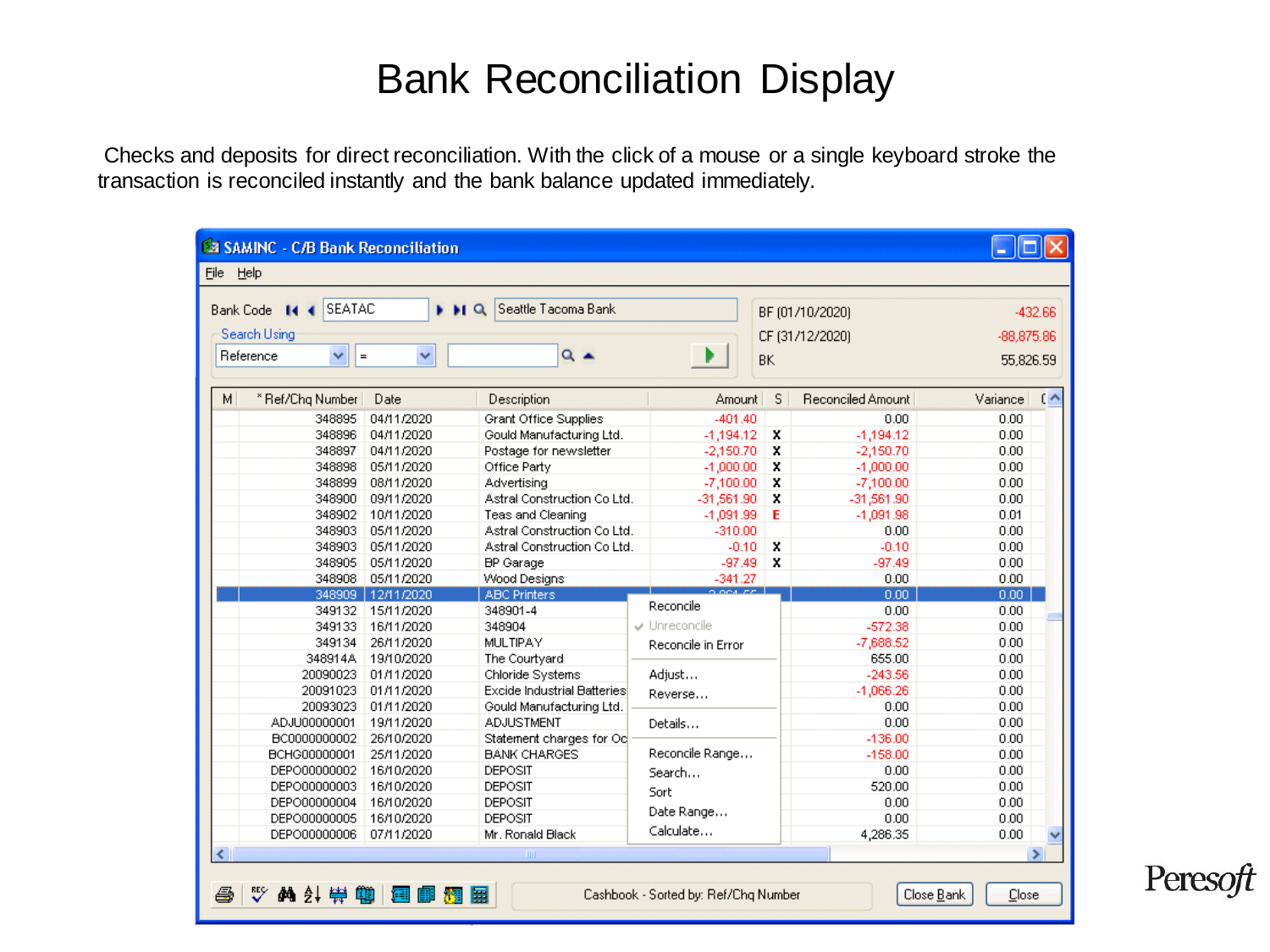# Bank Reconciliation Display

Checks and deposits for direct reconciliation. With the click of a mouse or a single keyboard stroke the transaction is reconciled instantly and the bank balance updated immediately.

SAMINC - C/B Bank Reconciliation

File Help

Bank Code: SEATAC — Seattle Tacoma Bank

Search Using: Reference =

| | |
|---|---|
| BF (01/10/2020) | -432.66 |
| CF (31/12/2020) | -88,875.86 |
| BK | 55,826.59 |

| M | * Ref/Chq Number | Date | Description | Amount | S | Reconciled Amount | Variance |
|---|---|---|---|---|---|---|---|
| | 348895 | 04/11/2020 | Grant Office Supplies | -401.40 | | 0.00 | 0.00 |
| | 348896 | 04/11/2020 | Gould Manufacturing Ltd. | -1,194.12 | X | -1,194.12 | 0.00 |
| | 348897 | 04/11/2020 | Postage for newsletter | -2,150.70 | X | -2,150.70 | 0.00 |
| | 348898 | 05/11/2020 | Office Party | -1,000.00 | X | -1,000.00 | 0.00 |
| | 348899 | 08/11/2020 | Advertising | -7,100.00 | X | -7,100.00 | 0.00 |
| | 348900 | 09/11/2020 | Astral Construction Co Ltd. | -31,561.90 | X | -31,561.90 | 0.00 |
| | 348902 | 10/11/2020 | Teas and Cleaning | -1,091.99 | E | -1,091.98 | 0.01 |
| | 348903 | 05/11/2020 | Astral Construction Co Ltd. | -310.00 | | 0.00 | 0.00 |
| | 348903 | 05/11/2020 | Astral Construction Co Ltd. | -0.10 | X | -0.10 | 0.00 |
| | 348905 | 05/11/2020 | BP Garage | -97.49 | X | -97.49 | 0.00 |
| | 348908 | 05/11/2020 | Wood Designs | -341.27 | | 0.00 | 0.00 |
| | 348909 | 12/11/2020 | ABC Printers | | | 0.00 | 0.00 |
| | 349132 | 15/11/2020 | 348901-4 | | | 0.00 | 0.00 |
| | 349133 | 16/11/2020 | 348904 | | | -572.38 | 0.00 |
| | 349134 | 26/11/2020 | MULTIPAY | | | -7,688.52 | 0.00 |
| | 348914A | 19/10/2020 | The Courtyard | | | 655.00 | 0.00 |
| | 20090023 | 01/11/2020 | Chloride Systems | | | -243.56 | 0.00 |
| | 20091023 | 01/11/2020 | Excide Industrial Batteries | | | -1,066.26 | 0.00 |
| | 20093023 | 01/11/2020 | Gould Manufacturing Ltd. | | | 0.00 | 0.00 |
| | ADJU00000001 | 19/11/2020 | ADJUSTMENT | | | 0.00 | 0.00 |
| | BC0000000002 | 26/10/2020 | Statement charges for Oc | | | -136.00 | 0.00 |
| | BCHG00000001 | 25/11/2020 | BANK CHARGES | | | -158.00 | 0.00 |
| | DEPO00000002 | 16/10/2020 | DEPOSIT | | | 0.00 | 0.00 |
| | DEPO00000003 | 16/10/2020 | DEPOSIT | | | 520.00 | 0.00 |
| | DEPO00000004 | 16/10/2020 | DEPOSIT | | | 0.00 | 0.00 |
| | DEPO00000005 | 16/10/2020 | DEPOSIT | | | 0.00 | 0.00 |
| | DEPO00000006 | 07/11/2020 | Mr. Ronald Black | | | 4,286.35 | 0.00 |

Context menu: Reconcile, Unreconcile, Reconcile in Error, Adjust..., Reverse..., Details..., Reconcile Range..., Search..., Sort, Date Range..., Calculate...

Cashbook - Sorted by: Ref/Chq Number

Close Bank | Close

Peresoft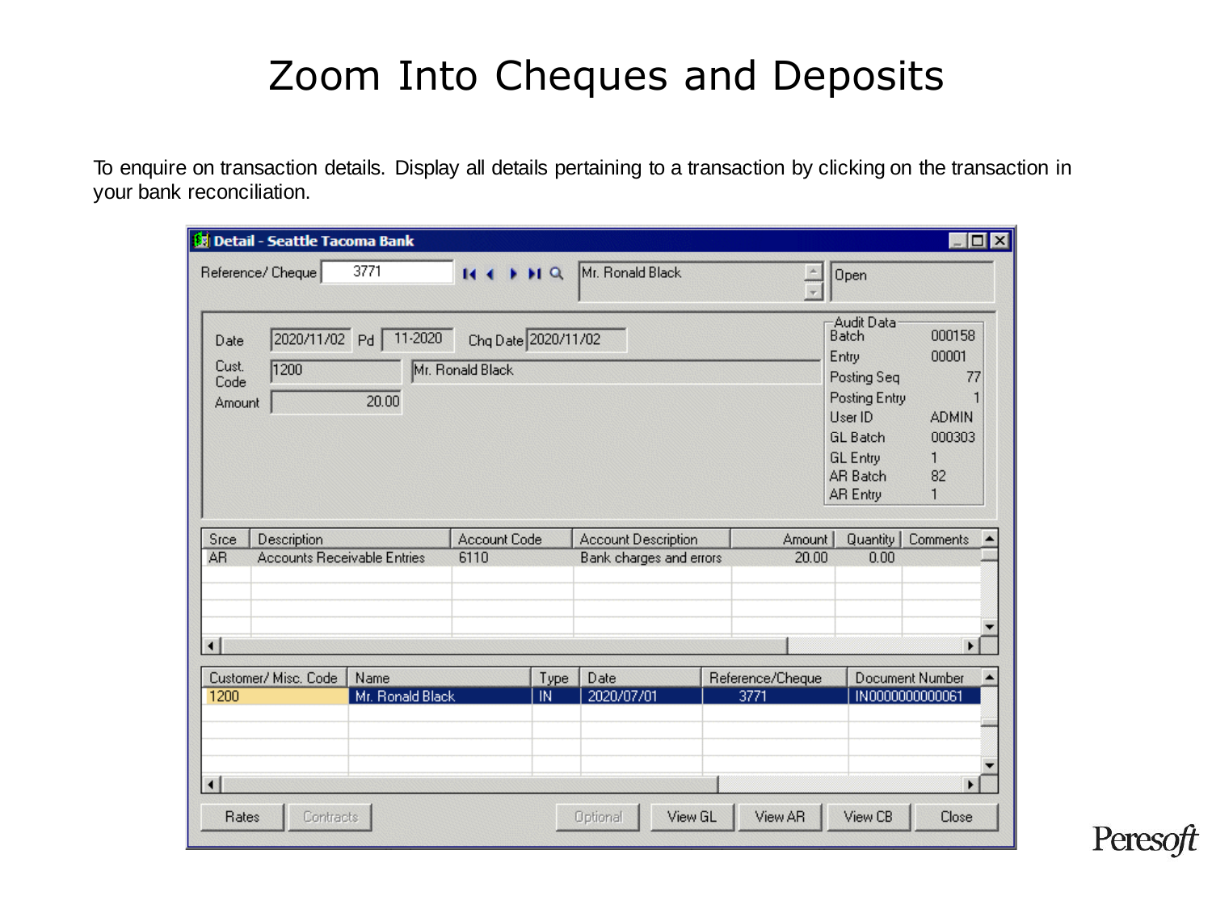# Zoom Into Cheques and Deposits

To enquire on transaction details. Display all details pertaining to a transaction by clicking on the transaction in your bank reconciliation.

**Detail - Seattle Tacoma Bank**

Reference/ Cheque: 3771 — Mr. Ronald Black — Open

| | |
|---|---|
| Date | 2020/11/02 |
| Pd | 11-2020 |
| Chq Date | 2020/11/02 |
| Cust. Code | 1200 — Mr. Ronald Black |
| Amount | 20.00 |

**Audit Data**

| | |
|---|---|
| Batch | 000158 |
| Entry | 00001 |
| Posting Seq | 77 |
| Posting Entry | 1 |
| User ID | ADMIN |
| GL Batch | 000303 |
| GL Entry | 1 |
| AR Batch | 82 |
| AR Entry | 1 |

| Srce | Description | Account Code | Account Description | Amount | Quantity | Comments |
|---|---|---|---|---|---|---|
| AR | Accounts Receivable Entries | 6110 | Bank charges and errors | 20.00 | 0.00 | |

| Customer/ Misc. Code | Name | Type | Date | Reference/Cheque | Document Number |
|---|---|---|---|---|---|
| 1200 | Mr. Ronald Black | IN | 2020/07/01 | 3771 | IN0000000000061 |

Rates | Contracts | Optional | View GL | View AR | View CB | Close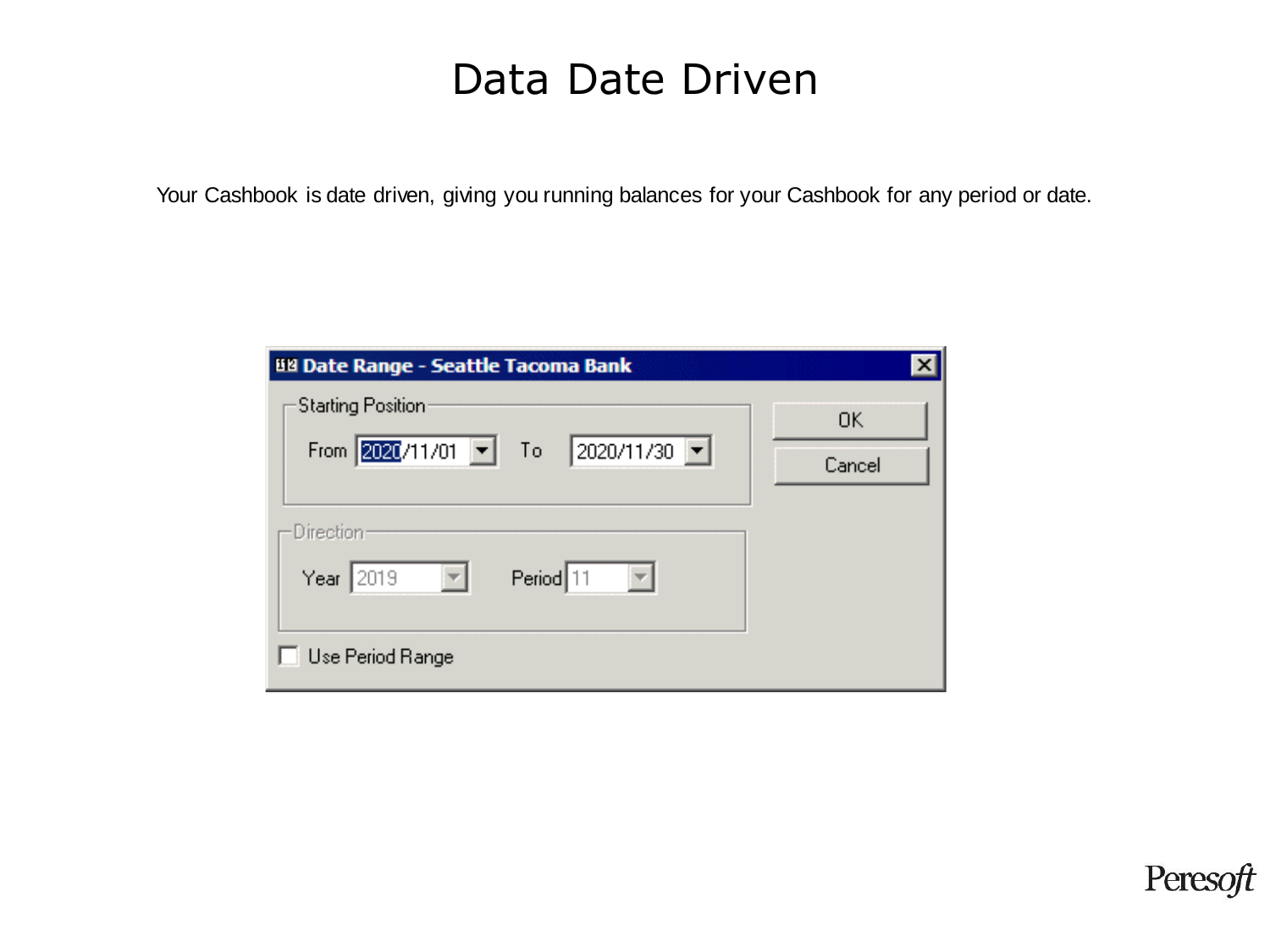# Data Date Driven

Your Cashbook is date driven, giving you running balances for your Cashbook for any period or date.

Date Range - Seattle Tacoma Bank

Starting Position

From 2020/11/01 To 2020/11/30

OK

Cancel

Direction

Year 2019 Period 11

Use Period Range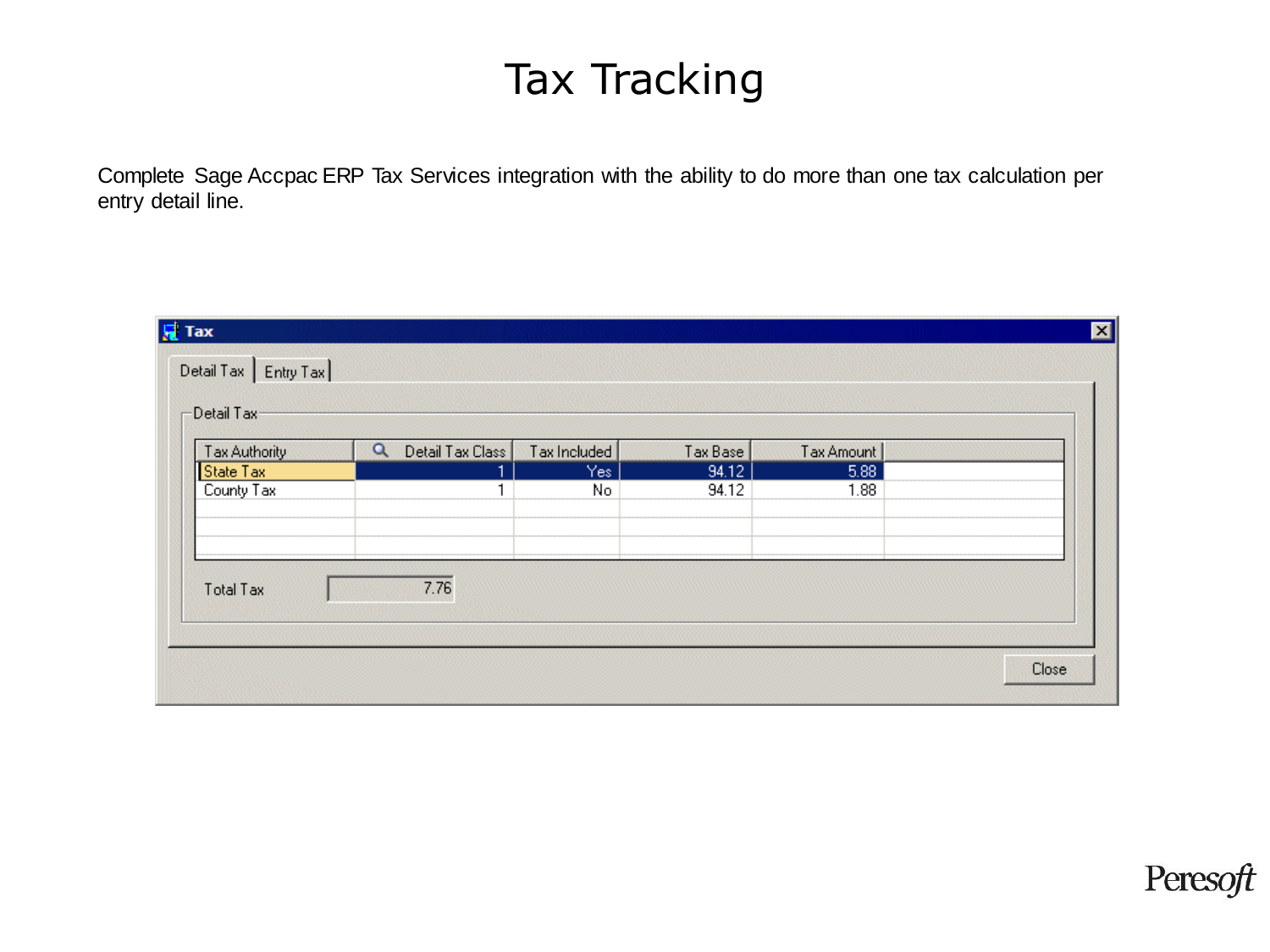# Tax Tracking

Complete Sage Accpac ERP Tax Services integration with the ability to do more than one tax calculation per entry detail line.

**Tax**

Detail Tax | Entry Tax

Detail Tax

| Tax Authority | Detail Tax Class | Tax Included | Tax Base | Tax Amount |
|---|---|---|---|---|
| State Tax | 1 | Yes | 94.12 | 5.88 |
| County Tax | 1 | No | 94.12 | 1.88 |

Total Tax 7.76

Close

Peresoft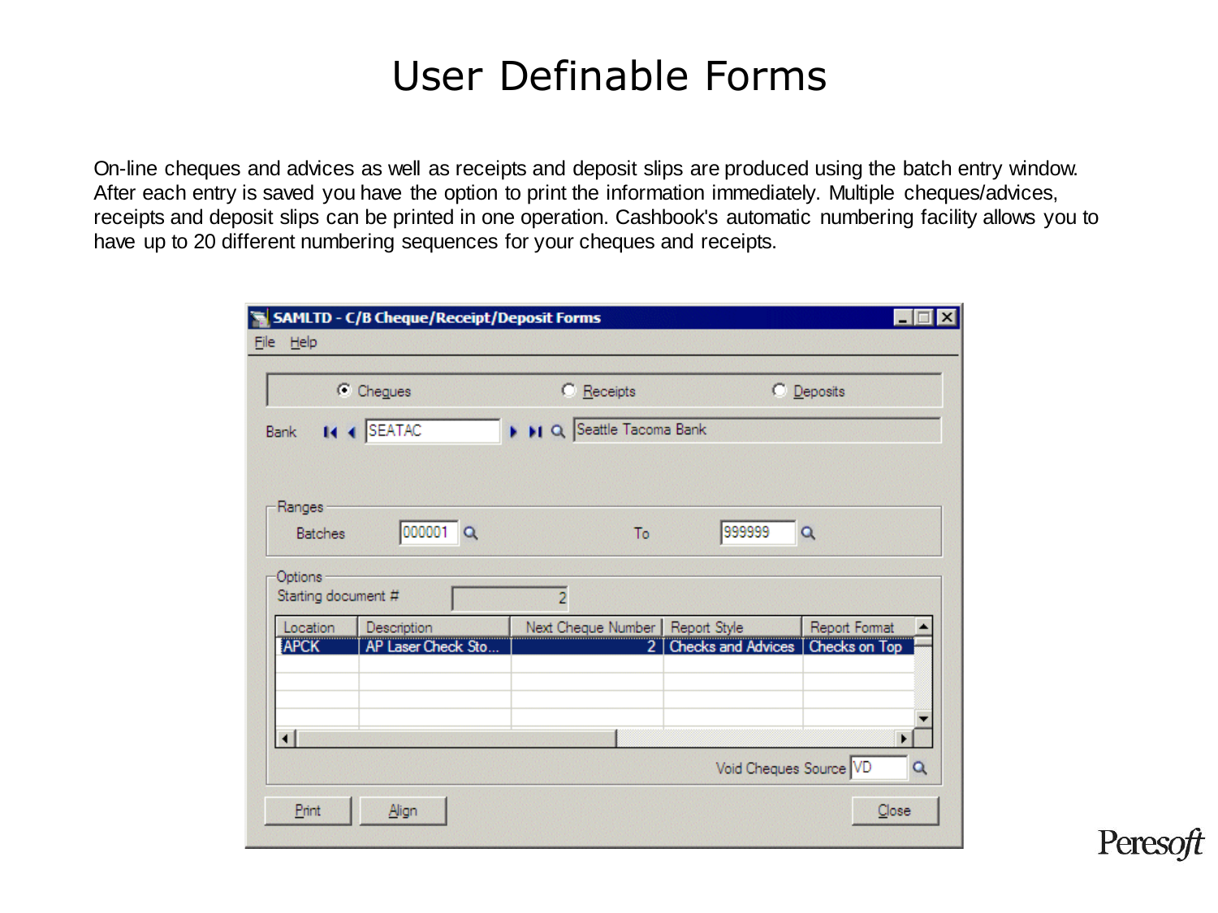# User Definable Forms

On-line cheques and advices as well as receipts and deposit slips are produced using the batch entry window. After each entry is saved you have the option to print the information immediately. Multiple cheques/advices, receipts and deposit slips can be printed in one operation. Cashbook's automatic numbering facility allows you to have up to 20 different numbering sequences for your cheques and receipts.

SAMLTD - C/B Cheque/Receipt/Deposit Forms

File Help

Cheques Receipts Deposits

Bank: SEATAC — Seattle Tacoma Bank

Ranges

Batches: 000001 To: 999999

Options

Starting document #: 2

| Location | Description | Next Cheque Number | Report Style | Report Format |
|---|---|---|---|---|
| APCK | AP Laser Check Sto... | 2 | Checks and Advices | Checks on Top |

Void Cheques Source: VD

Print Align Close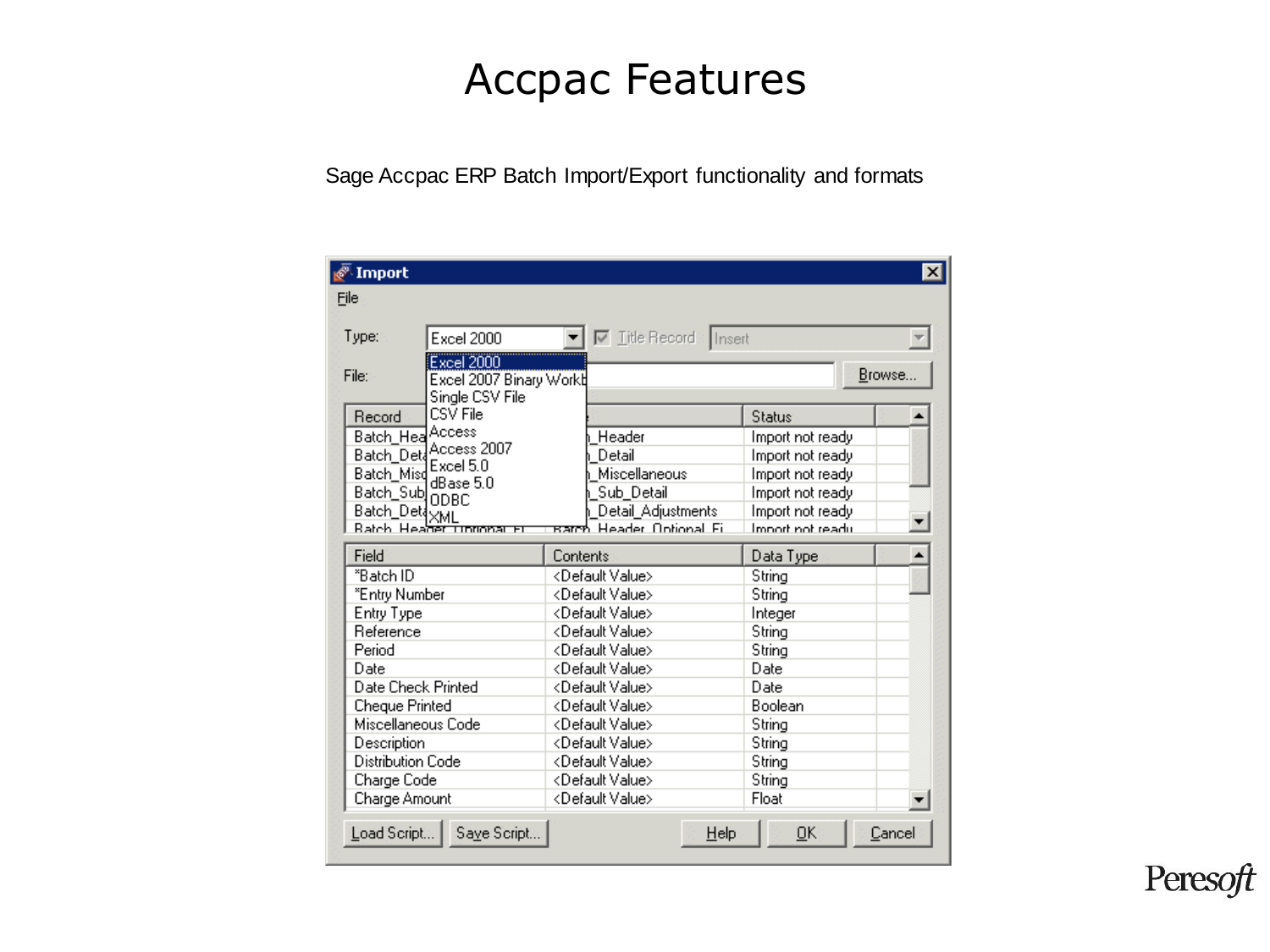# Accpac Features

Sage Accpac ERP Batch Import/Export functionality and formats

**Import**

File

Type: Excel 2000 | Title Record | Insert

File: | Browse...

Type options: Excel 2000, Excel 2007 Binary Workb, Single CSV File, CSV File, Access, Access 2007, Excel 5.0, dBase 5.0, ODBC, XML

| Record | | Status |
|---|---|---|
| Batch_Hea | _Header | Import not ready |
| Batch_Deta | _Detail | Import not ready |
| Batch_Misc | _Miscellaneous | Import not ready |
| Batch_Sub | _Sub_Detail | Import not ready |
| Batch_Deta | _Detail_Adjustments | Import not ready |
| Batch_Header_Optional_Fi | Batch_Header_Optional_Fi | Import not ready |

| Field | Contents | Data Type |
|---|---|---|
| *Batch ID | <Default Value> | String |
| *Entry Number | <Default Value> | String |
| Entry Type | <Default Value> | Integer |
| Reference | <Default Value> | String |
| Period | <Default Value> | String |
| Date | <Default Value> | Date |
| Date Check Printed | <Default Value> | Date |
| Cheque Printed | <Default Value> | Boolean |
| Miscellaneous Code | <Default Value> | String |
| Description | <Default Value> | String |
| Distribution Code | <Default Value> | String |
| Charge Code | <Default Value> | String |
| Charge Amount | <Default Value> | Float |

Load Script... | Save Script... | Help | OK | Cancel

Peresoft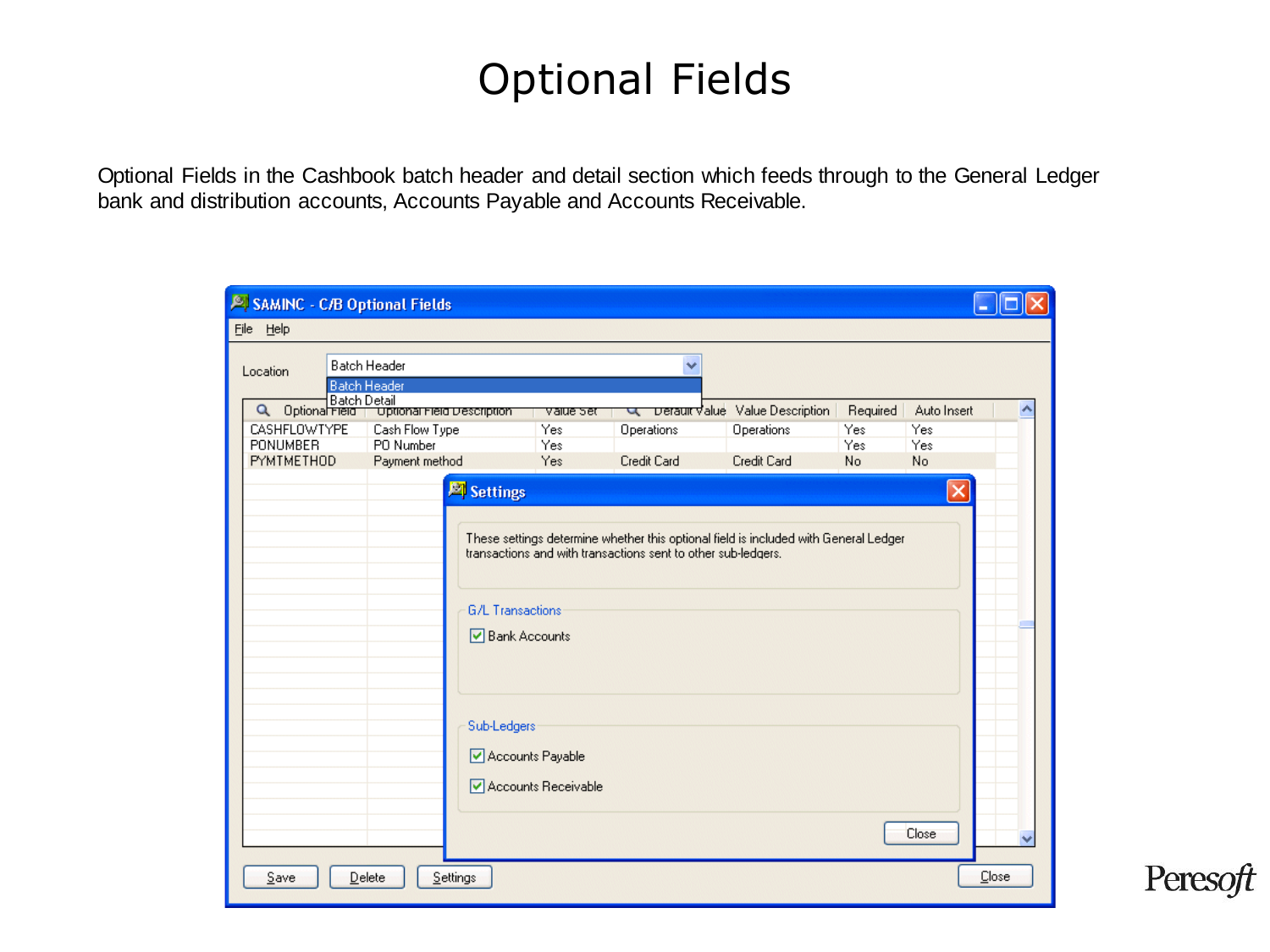# Optional Fields

Optional Fields in the Cashbook batch header and detail section which feeds through to the General Ledger bank and distribution accounts, Accounts Payable and Accounts Receivable.

**SAMINC - C/B Optional Fields**

File Help

Location: Batch Header (options: Batch Header, Batch Detail)

| Optional Field | Optional Field Description | Value Set | Default Value | Value Description | Required | Auto Insert |
|---|---|---|---|---|---|---|
| CASHFLOWTYPE | Cash Flow Type | Yes | Operations | Operations | Yes | Yes |
| PONUMBER | PO Number | Yes | | | Yes | Yes |
| PYMTMETHOD | Payment method | Yes | Credit Card | Credit Card | No | No |

**Settings**

These settings determine whether this optional field is included with General Ledger transactions and with transactions sent to other sub-ledgers.

G/L Transactions
- [x] Bank Accounts

Sub-Ledgers
- [x] Accounts Payable
- [x] Accounts Receivable

Close

Save | Delete | Settings | Close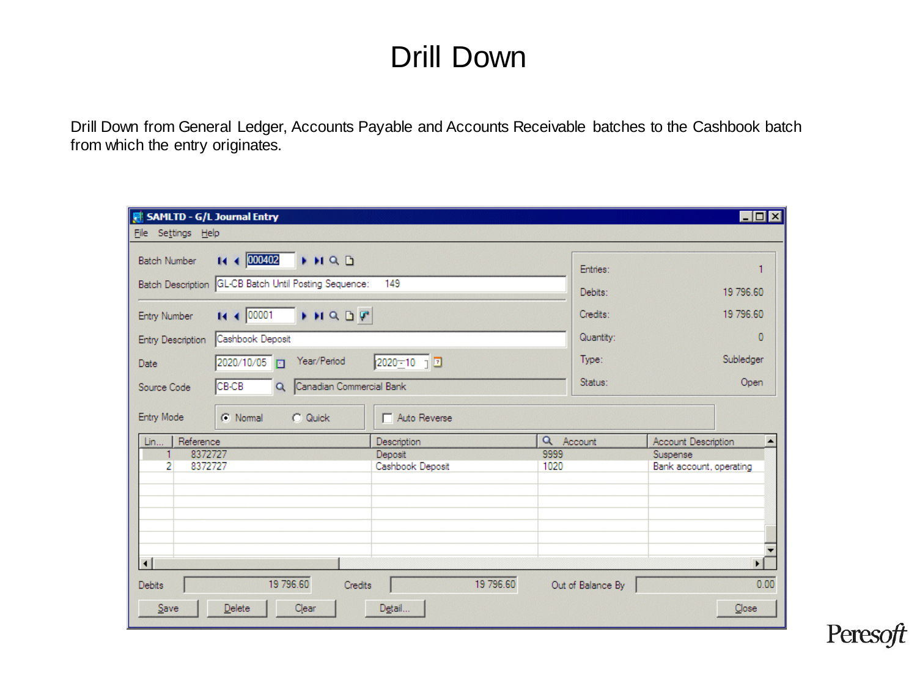# Drill Down

Drill Down from General Ledger, Accounts Payable and Accounts Receivable batches to the Cashbook batch from which the entry originates.

SAMLTD - G/L Journal Entry

File Settings Help

Batch Number 000402

Batch Description GL-CB Batch Until Posting Sequence: 149

Entry Number 00001

Entry Description Cashbook Deposit

Date 2020/10/05 Year/Period 2020 - 10

Source Code CB-CB Canadian Commercial Bank

Entry Mode Normal Quick Auto Reverse

| Entries: | 1 |
|---|---|
| Debits: | 19 796.60 |
| Credits: | 19 796.60 |
| Quantity: | 0 |
| Type: | Subledger |
| Status: | Open |

| Lin... | Reference | Description | Account | Account Description |
|---|---|---|---|---|
| 1 | 8372727 | Deposit | 9999 | Suspense |
| 2 | 8372727 | Cashbook Deposit | 1020 | Bank account, operating |

Debits 19 796.60 Credits 19 796.60 Out of Balance By 0.00

Save Delete Clear Detail... Close

Peresoft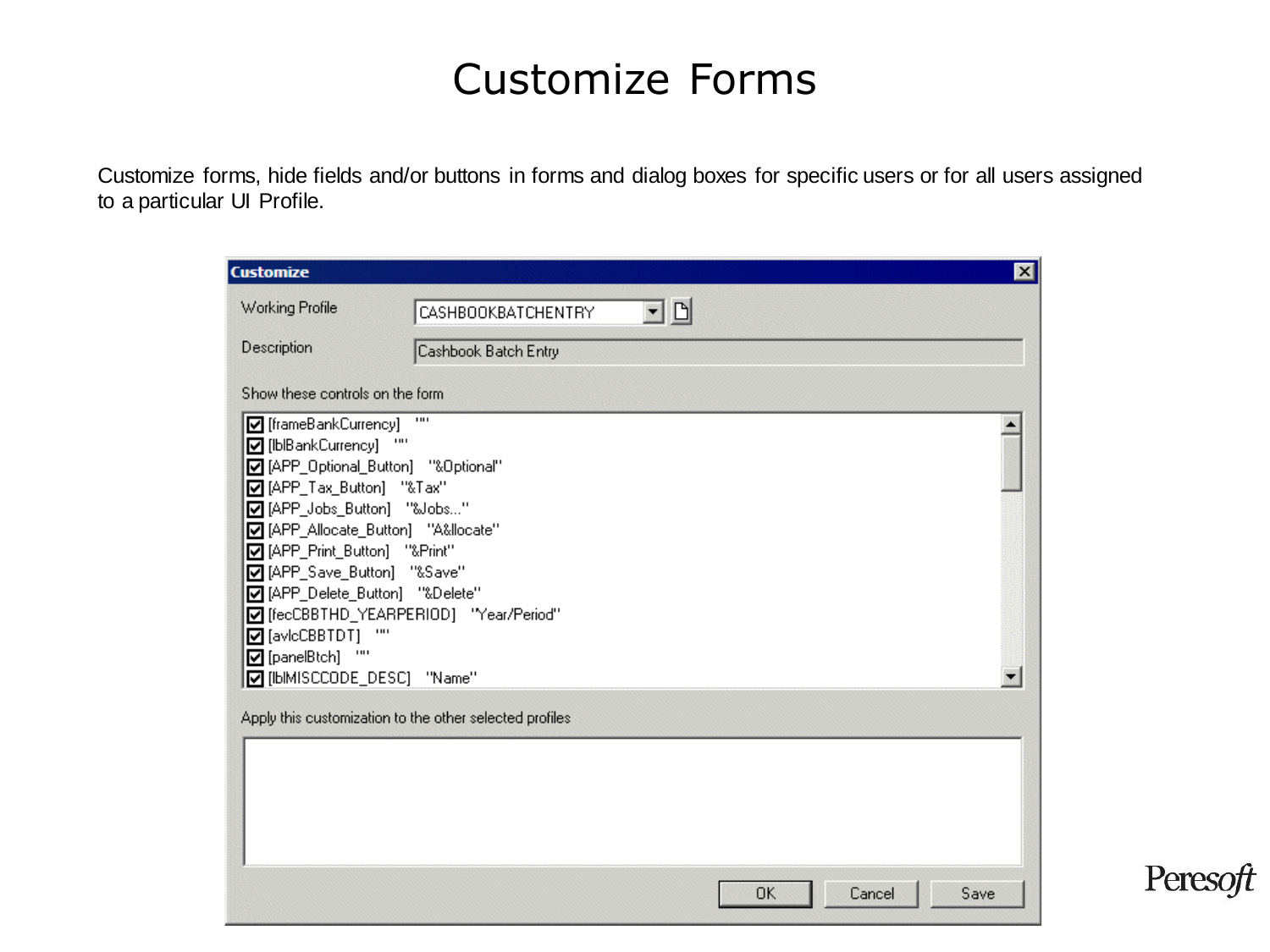# Customize Forms

Customize forms, hide fields and/or buttons in forms and dialog boxes for specific users or for all users assigned to a particular UI Profile.

**Customize**

Working Profile: CASHBOOKBATCHENTRY

Description: Cashbook Batch Entry

Show these controls on the form

- [x] [frameBankCurrency] ""
- [x] [lblBankCurrency] ""
- [x] [APP_Optional_Button] "&Optional"
- [x] [APP_Tax_Button] "&Tax"
- [x] [APP_Jobs_Button] "&Jobs..."
- [x] [APP_Allocate_Button] "A&llocate"
- [x] [APP_Print_Button] "&Print"
- [x] [APP_Save_Button] "&Save"
- [x] [APP_Delete_Button] "&Delete"
- [x] [fecCBBTHD_YEARPERIOD] "Year/Period"
- [x] [avlcCBBTDT] ""
- [x] [panelBtch] ""
- [x] [lblMISCCODE_DESC] "Name"

Apply this customization to the other selected profiles

OK | Cancel | Save

Peresoft